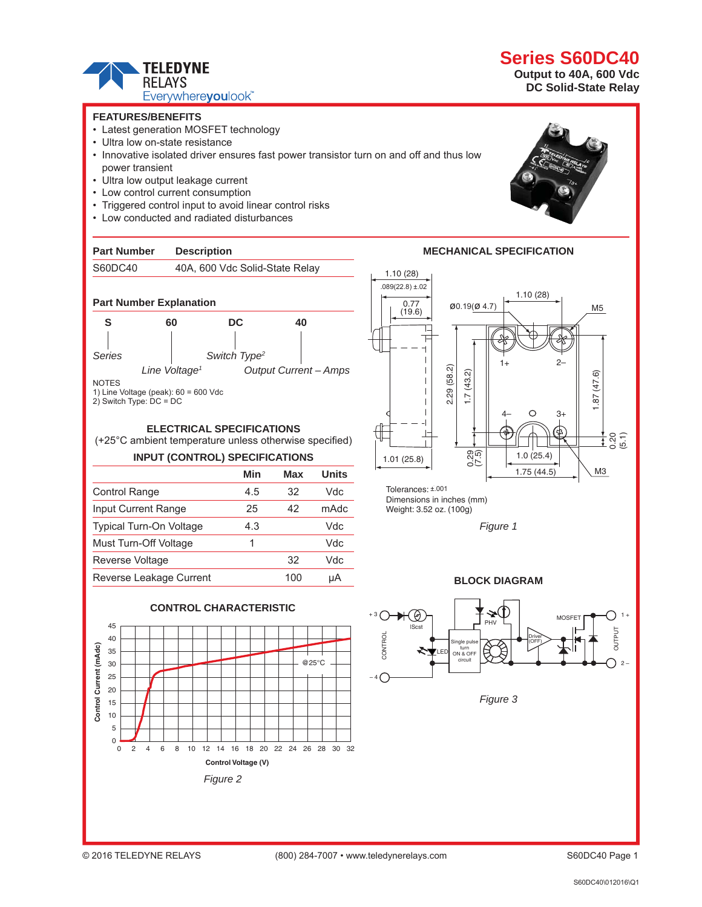# Series S60DC40

**Output to 40A, 600 Vdc**
**DC Solid-State Relay**

## FEATURES/BENEFITS

- Latest generation MOSFET technology
- Ultra low on-state resistance
- Innovative isolated driver ensures fast power transistor turn on and off and thus low power transient
- Ultra low output leakage current
- Low control current consumption
- Triggered control input to avoid linear control risks
- Low conducted and radiated disturbances

| Part Number | Description |
|---|---|
| S60DC40 | 40A, 600 Vdc Solid-State Relay |

### Part Number Explanation

| S | 60 | DC | 40 |
|---|---|---|---|
| *Series* | *Line Voltage*[1] | *Switch Type*[2] | *Output Current – Amps* |

NOTES
1) Line Voltage (peak): 60 = 600 Vdc
2) Switch Type: DC = DC

## ELECTRICAL SPECIFICATIONS

(+25°C ambient temperature unless otherwise specified)

### INPUT (CONTROL) SPECIFICATIONS

| | Min | Max | Units |
|---|---|---|---|
| Control Range | 4.5 | 32 | Vdc |
| Input Current Range | 25 | 42 | mAdc |
| Typical Turn-On Voltage | 4.3 | | Vdc |
| Must Turn-Off Voltage | 1 | | Vdc |
| Reverse Voltage | | 32 | Vdc |
| Reverse Leakage Current | | 100 | µA |

### CONTROL CHARACTERISTIC

*Figure 2*

## MECHANICAL SPECIFICATION

Tolerances: ±.001
Dimensions in inches (mm)
Weight: 3.52 oz. (100g)

*Figure 1*

## BLOCK DIAGRAM

*Figure 3*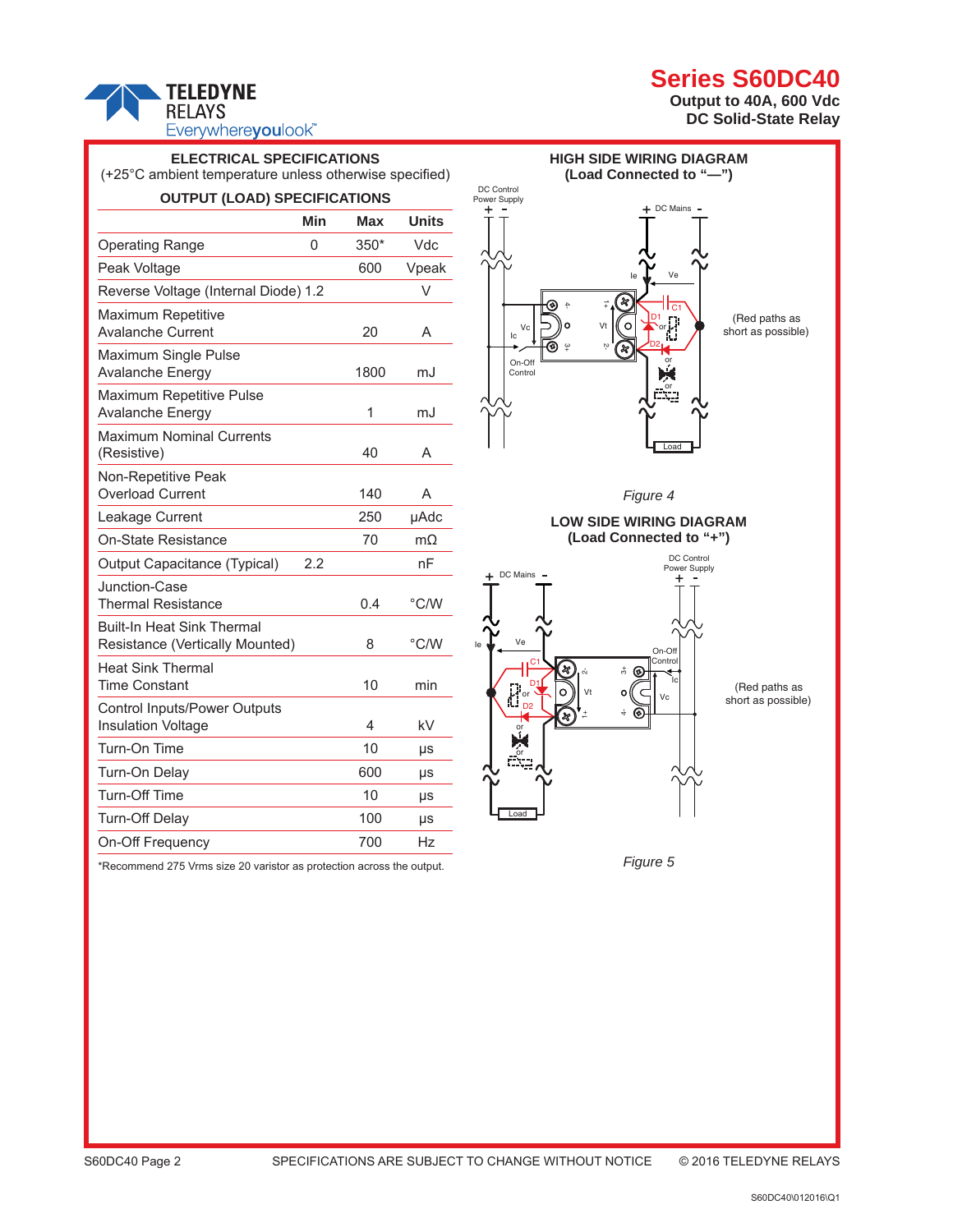## ELECTRICAL SPECIFICATIONS

(+25°C ambient temperature unless otherwise specified)

### OUTPUT (LOAD) SPECIFICATIONS

| | Min | Max | Units |
|---|---|---|---|
| Operating Range | 0 | 350* | Vdc |
| Peak Voltage | | 600 | Vpeak |
| Reverse Voltage (Internal Diode) | 1.2 | | V |
| Maximum Repetitive Avalanche Current | | 20 | A |
| Maximum Single Pulse Avalanche Energy | | 1800 | mJ |
| Maximum Repetitive Pulse Avalanche Energy | | 1 | mJ |
| Maximum Nominal Currents (Resistive) | | 40 | A |
| Non-Repetitive Peak Overload Current | | 140 | A |
| Leakage Current | | 250 | μAdc |
| On-State Resistance | | 70 | mΩ |
| Output Capacitance (Typical) | 2.2 | | nF |
| Junction-Case Thermal Resistance | | 0.4 | °C/W |
| Built-In Heat Sink Thermal Resistance (Vertically Mounted) | | 8 | °C/W |
| Heat Sink Thermal Time Constant | | 10 | min |
| Control Inputs/Power Outputs Insulation Voltage | | 4 | kV |
| Turn-On Time | | 10 | μs |
| Turn-On Delay | | 600 | μs |
| Turn-Off Time | | 10 | μs |
| Turn-Off Delay | | 100 | μs |
| On-Off Frequency | | 700 | Hz |

*Recommend 275 Vrms size 20 varistor as protection across the output.

## HIGH SIDE WIRING DIAGRAM
(Load Connected to "—")

DC Control Power Supply + −; DC Mains + −; Ie; Ve; Vc; Ic; On-Off Control; Vt; D1; D2; C1; or; Load

(Red paths as short as possible)

*Figure 4*

## LOW SIDE WIRING DIAGRAM
(Load Connected to "+")

DC Mains + −; DC Control Power Supply + −; Ie; Ve; C1; D1; D2; Vt; On-Off Control; Ic; Vc; or; Load

(Red paths as short as possible)

*Figure 5*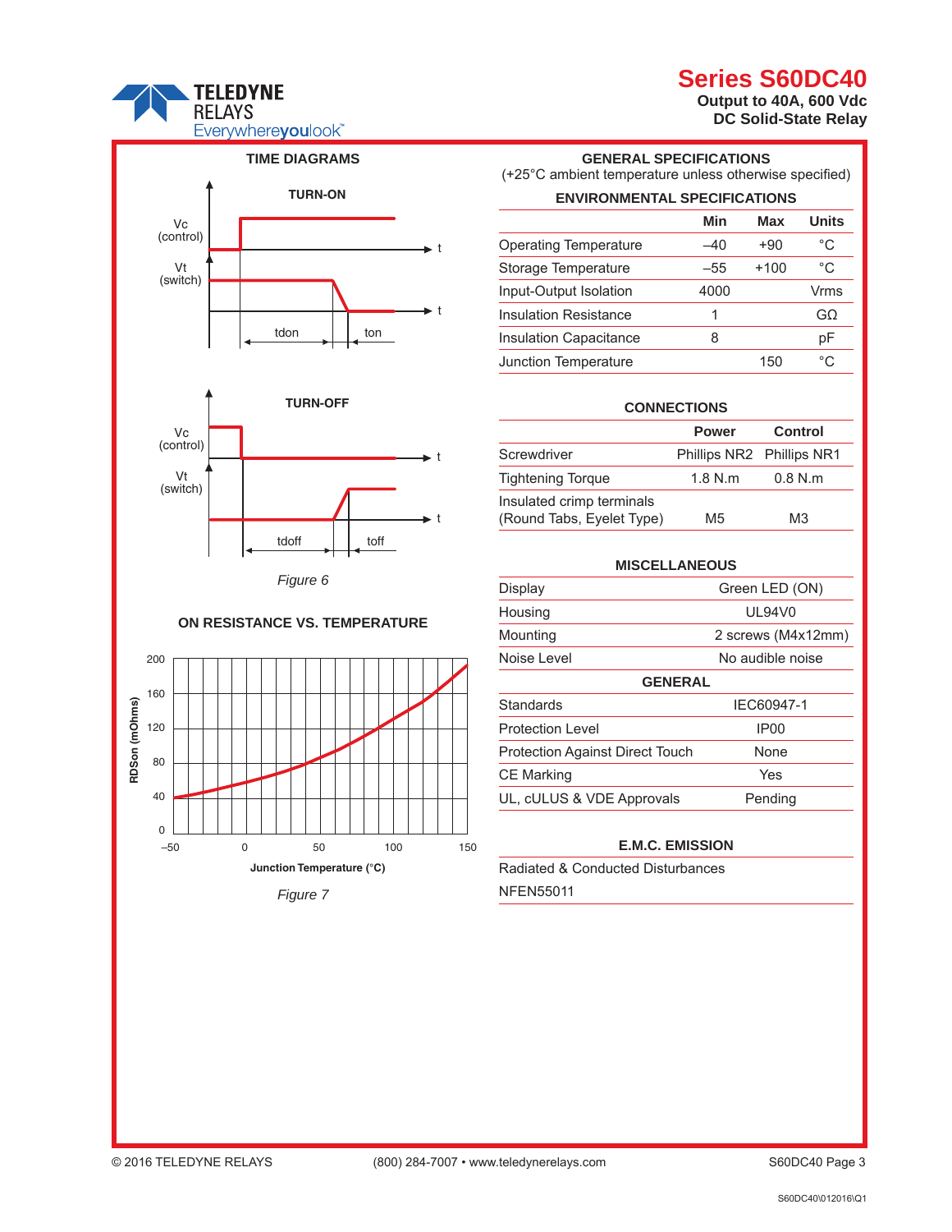## TIME DIAGRAMS

**TURN-ON**

Vc (control)

Vt (switch)

tdon ton

**TURN-OFF**

Vc (control)

Vt (switch)

tdoff toff

*Figure 6*

## ON RESISTANCE VS. TEMPERATURE

*Figure 7*

## GENERAL SPECIFICATIONS

(+25°C ambient temperature unless otherwise specified)

### ENVIRONMENTAL SPECIFICATIONS

| | Min | Max | Units |
|---|---|---|---|
| Operating Temperature | –40 | +90 | °C |
| Storage Temperature | –55 | +100 | °C |
| Input-Output Isolation | 4000 | | Vrms |
| Insulation Resistance | 1 | | GΩ |
| Insulation Capacitance | 8 | | pF |
| Junction Temperature | | 150 | °C |

### CONNECTIONS

| | Power | Control |
|---|---|---|
| Screwdriver | Phillips NR2 | Phillips NR1 |
| Tightening Torque | 1.8 N.m | 0.8 N.m |
| Insulated crimp terminals (Round Tabs, Eyelet Type) | M5 | M3 |

### MISCELLANEOUS

| | |
|---|---|
| Display | Green LED (ON) |
| Housing | UL94V0 |
| Mounting | 2 screws (M4x12mm) |
| Noise Level | No audible noise |

### GENERAL

| | |
|---|---|
| Standards | IEC60947-1 |
| Protection Level | IP00 |
| Protection Against Direct Touch | None |
| CE Marking | Yes |
| UL, cULUS & VDE Approvals | Pending |

### E.M.C. EMISSION

Radiated & Conducted Disturbances

NFEN55011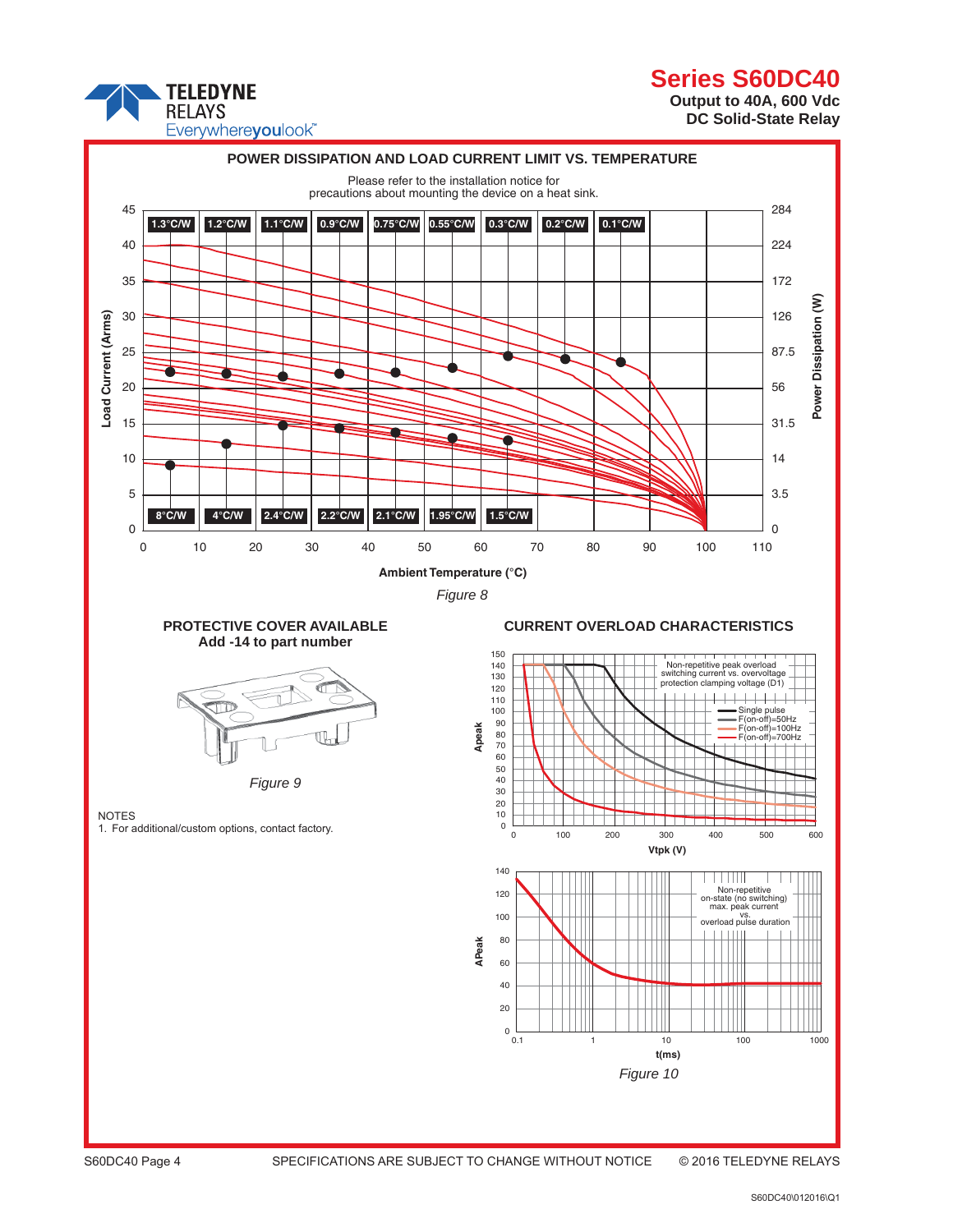**Series S60DC40**
**Output to 40A, 600 Vdc**
**DC Solid-State Relay**

## POWER DISSIPATION AND LOAD CURRENT LIMIT VS. TEMPERATURE

Please refer to the installation notice for precautions about mounting the device on a heat sink.

1.3°C/W 1.2°C/W 1.1°C/W 0.9°C/W 0.75°C/W 0.55°C/W 0.3°C/W 0.2°C/W 0.1°C/W

8°C/W 4°C/W 2.4°C/W 2.2°C/W 2.1°C/W 1.95°C/W 1.5°C/W

Load Current (Arms)

45
40
35
30
25
20
15
10
5
0

Power Dissipation (W)

284
224
172
126
87.5
56
31.5
14
3.5
0

0 10 20 30 40 50 60 70 80 90 100 110

Ambient Temperature (°C)

*Figure 8*

### PROTECTIVE COVER AVAILABLE
**Add -14 to part number**

*Figure 9*

NOTES
1. For additional/custom options, contact factory.

### CURRENT OVERLOAD CHARACTERISTICS

Non-repetitive peak overload switching current vs. overvoltage protection clamping voltage (D1)

Single pulse
F(on-off)=50Hz
F(on-off)=100Hz
F(on-off)=700Hz

Apeak

150
140
130
120
110
100
90
80
70
60
50
40
30
20
10
0

0 100 200 300 400 500 600

Vtpk (V)

Non-repetitive on-state (no switching) max. peak current vs. overload pulse duration

APeak

140
120
100
80
60
40
20
0

0.1 1 10 100 1000

t(ms)

*Figure 10*

SPECIFICATIONS ARE SUBJECT TO CHANGE WITHOUT NOTICE © 2016 TELEDYNE RELAYS